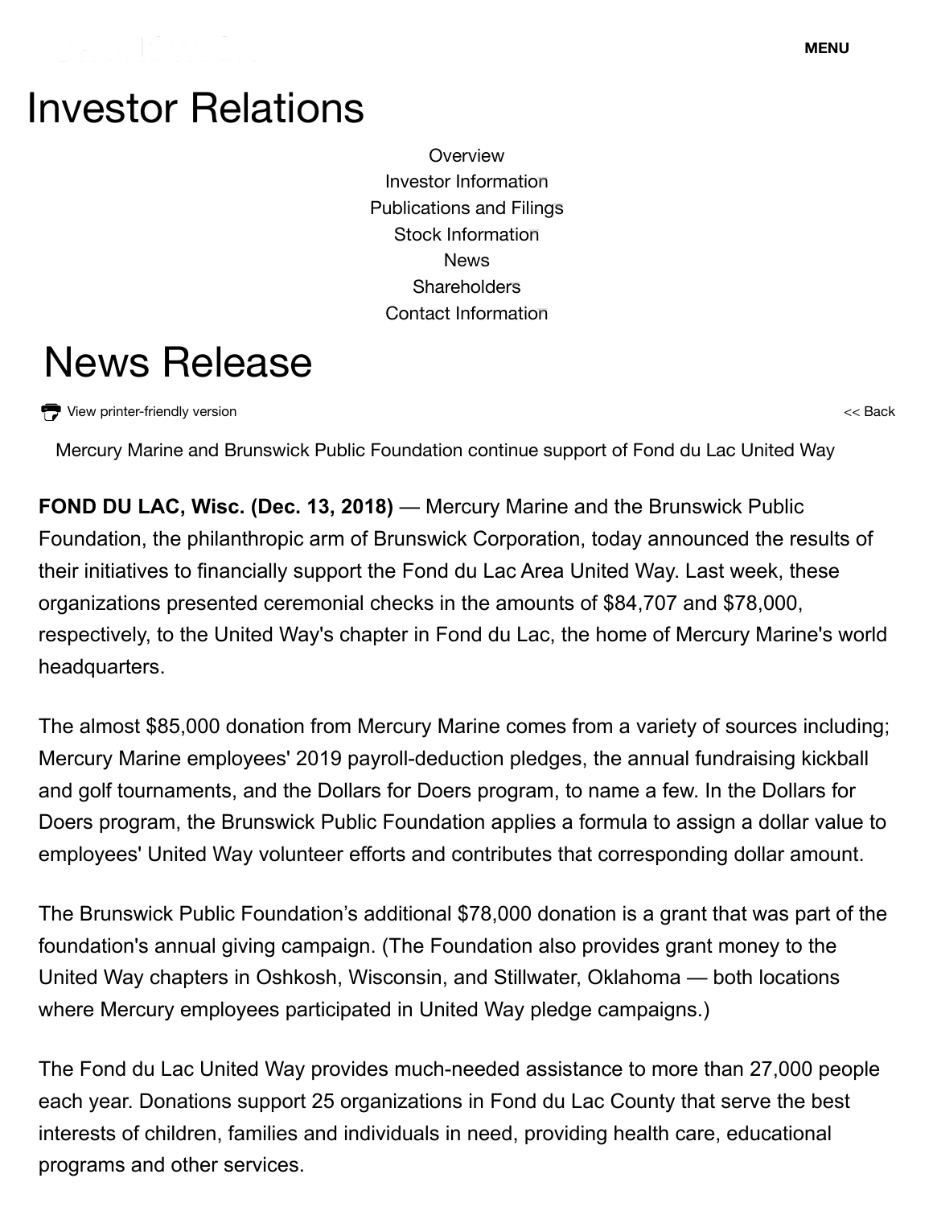MENU

# Investor Relations

Overview
Investor Information
Publications and Filings
Stock Information
News
Shareholders
Contact Information

## News Release

View printer-friendly version

<< Back

Mercury Marine and Brunswick Public Foundation continue support of Fond du Lac United Way

**FOND DU LAC, Wisc. (Dec. 13, 2018)** — Mercury Marine and the Brunswick Public Foundation, the philanthropic arm of Brunswick Corporation, today announced the results of their initiatives to financially support the Fond du Lac Area United Way. Last week, these organizations presented ceremonial checks in the amounts of $84,707 and $78,000, respectively, to the United Way's chapter in Fond du Lac, the home of Mercury Marine's world headquarters.

The almost $85,000 donation from Mercury Marine comes from a variety of sources including; Mercury Marine employees' 2019 payroll-deduction pledges, the annual fundraising kickball and golf tournaments, and the Dollars for Doers program, to name a few. In the Dollars for Doers program, the Brunswick Public Foundation applies a formula to assign a dollar value to employees' United Way volunteer efforts and contributes that corresponding dollar amount.

The Brunswick Public Foundation's additional $78,000 donation is a grant that was part of the foundation's annual giving campaign. (The Foundation also provides grant money to the United Way chapters in Oshkosh, Wisconsin, and Stillwater, Oklahoma — both locations where Mercury employees participated in United Way pledge campaigns.)

The Fond du Lac United Way provides much-needed assistance to more than 27,000 people each year. Donations support 25 organizations in Fond du Lac County that serve the best interests of children, families and individuals in need, providing health care, educational programs and other services.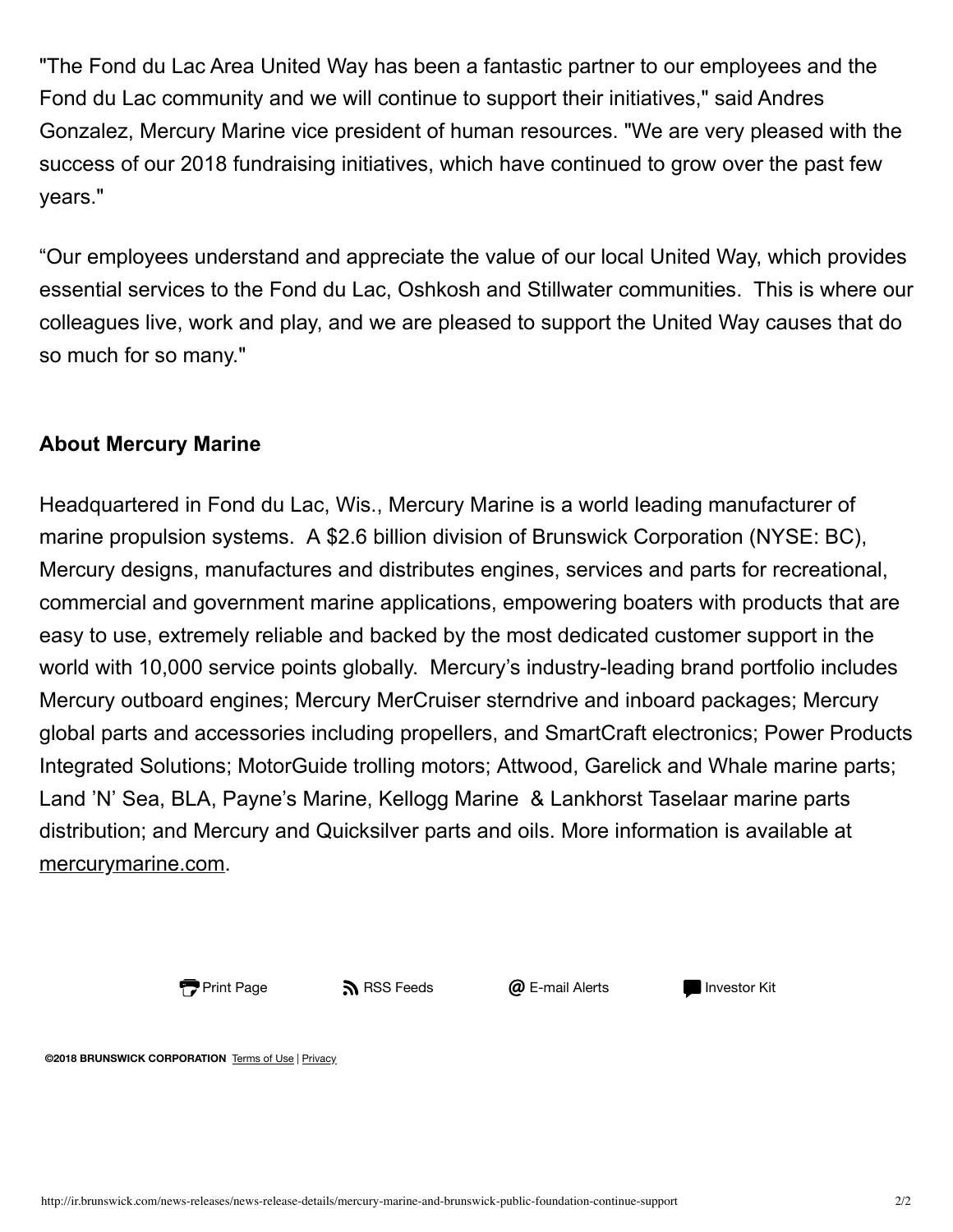"The Fond du Lac Area United Way has been a fantastic partner to our employees and the Fond du Lac community and we will continue to support their initiatives," said Andres Gonzalez, Mercury Marine vice president of human resources. "We are very pleased with the success of our 2018 fundraising initiatives, which have continued to grow over the past few years."

“Our employees understand and appreciate the value of our local United Way, which provides essential services to the Fond du Lac, Oshkosh and Stillwater communities.  This is where our colleagues live, work and play, and we are pleased to support the United Way causes that do so much for so many."

**About Mercury Marine**

Headquartered in Fond du Lac, Wis., Mercury Marine is a world leading manufacturer of marine propulsion systems.  A $2.6 billion division of Brunswick Corporation (NYSE: BC), Mercury designs, manufactures and distributes engines, services and parts for recreational, commercial and government marine applications, empowering boaters with products that are easy to use, extremely reliable and backed by the most dedicated customer support in the world with 10,000 service points globally.  Mercury’s industry-leading brand portfolio includes Mercury outboard engines; Mercury MerCruiser sterndrive and inboard packages; Mercury global parts and accessories including propellers, and SmartCraft electronics; Power Products Integrated Solutions; MotorGuide trolling motors; Attwood, Garelick and Whale marine parts; Land ’N’ Sea, BLA, Payne’s Marine, Kellogg Marine  & Lankhorst Taselaar marine parts distribution; and Mercury and Quicksilver parts and oils. More information is available at mercurymarine.com.

Print Page RSS Feeds E-mail Alerts Investor Kit

**©2018 BRUNSWICK CORPORATION** Terms of Use | Privacy